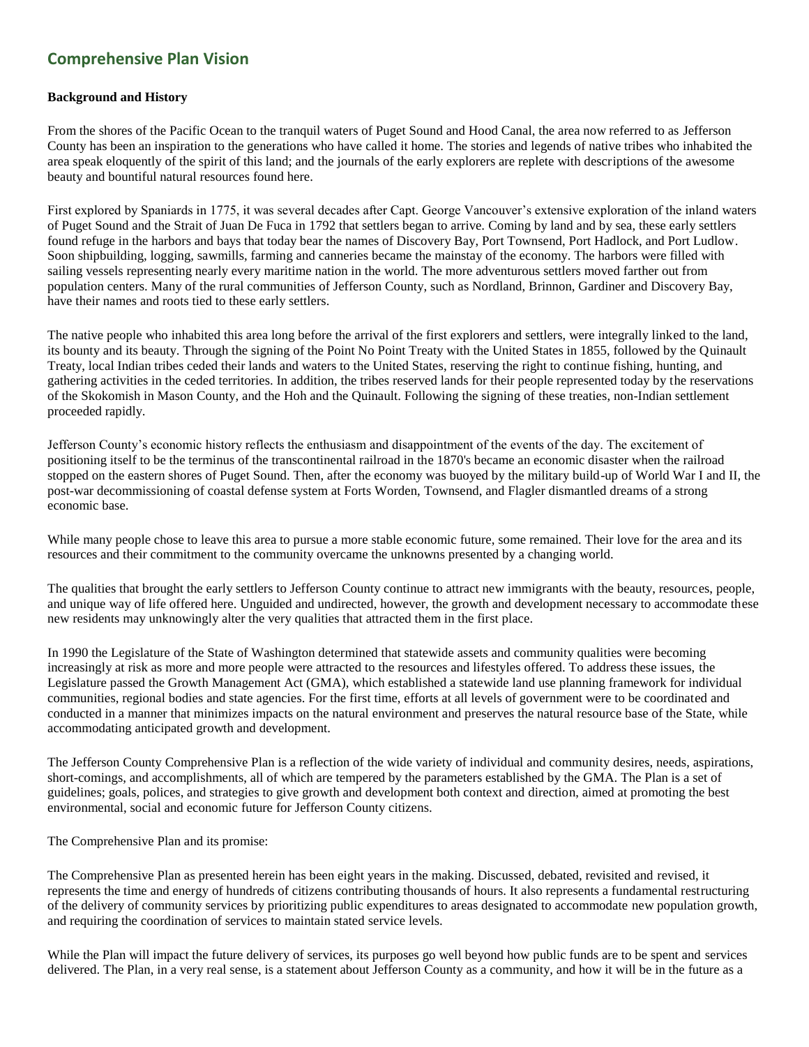## Comprehensive Plan Vision

**Background and History**

From the shores of the Pacific Ocean to the tranquil waters of Puget Sound and Hood Canal, the area now referred to as Jefferson County has been an inspiration to the generations who have called it home. The stories and legends of native tribes who inhabited the area speak eloquently of the spirit of this land; and the journals of the early explorers are replete with descriptions of the awesome beauty and bountiful natural resources found here.

First explored by Spaniards in 1775, it was several decades after Capt. George Vancouver's extensive exploration of the inland waters of Puget Sound and the Strait of Juan De Fuca in 1792 that settlers began to arrive. Coming by land and by sea, these early settlers found refuge in the harbors and bays that today bear the names of Discovery Bay, Port Townsend, Port Hadlock, and Port Ludlow. Soon shipbuilding, logging, sawmills, farming and canneries became the mainstay of the economy. The harbors were filled with sailing vessels representing nearly every maritime nation in the world. The more adventurous settlers moved farther out from population centers. Many of the rural communities of Jefferson County, such as Nordland, Brinnon, Gardiner and Discovery Bay, have their names and roots tied to these early settlers.

The native people who inhabited this area long before the arrival of the first explorers and settlers, were integrally linked to the land, its bounty and its beauty. Through the signing of the Point No Point Treaty with the United States in 1855, followed by the Quinault Treaty, local Indian tribes ceded their lands and waters to the United States, reserving the right to continue fishing, hunting, and gathering activities in the ceded territories. In addition, the tribes reserved lands for their people represented today by the reservations of the Skokomish in Mason County, and the Hoh and the Quinault. Following the signing of these treaties, non-Indian settlement proceeded rapidly.

Jefferson County's economic history reflects the enthusiasm and disappointment of the events of the day. The excitement of positioning itself to be the terminus of the transcontinental railroad in the 1870's became an economic disaster when the railroad stopped on the eastern shores of Puget Sound. Then, after the economy was buoyed by the military build-up of World War I and II, the post-war decommissioning of coastal defense system at Forts Worden, Townsend, and Flagler dismantled dreams of a strong economic base.

While many people chose to leave this area to pursue a more stable economic future, some remained. Their love for the area and its resources and their commitment to the community overcame the unknowns presented by a changing world.

The qualities that brought the early settlers to Jefferson County continue to attract new immigrants with the beauty, resources, people, and unique way of life offered here. Unguided and undirected, however, the growth and development necessary to accommodate these new residents may unknowingly alter the very qualities that attracted them in the first place.

In 1990 the Legislature of the State of Washington determined that statewide assets and community qualities were becoming increasingly at risk as more and more people were attracted to the resources and lifestyles offered. To address these issues, the Legislature passed the Growth Management Act (GMA), which established a statewide land use planning framework for individual communities, regional bodies and state agencies. For the first time, efforts at all levels of government were to be coordinated and conducted in a manner that minimizes impacts on the natural environment and preserves the natural resource base of the State, while accommodating anticipated growth and development.

The Jefferson County Comprehensive Plan is a reflection of the wide variety of individual and community desires, needs, aspirations, short-comings, and accomplishments, all of which are tempered by the parameters established by the GMA. The Plan is a set of guidelines; goals, polices, and strategies to give growth and development both context and direction, aimed at promoting the best environmental, social and economic future for Jefferson County citizens.

The Comprehensive Plan and its promise:

The Comprehensive Plan as presented herein has been eight years in the making. Discussed, debated, revisited and revised, it represents the time and energy of hundreds of citizens contributing thousands of hours. It also represents a fundamental restructuring of the delivery of community services by prioritizing public expenditures to areas designated to accommodate new population growth, and requiring the coordination of services to maintain stated service levels.

While the Plan will impact the future delivery of services, its purposes go well beyond how public funds are to be spent and services delivered. The Plan, in a very real sense, is a statement about Jefferson County as a community, and how it will be in the future as a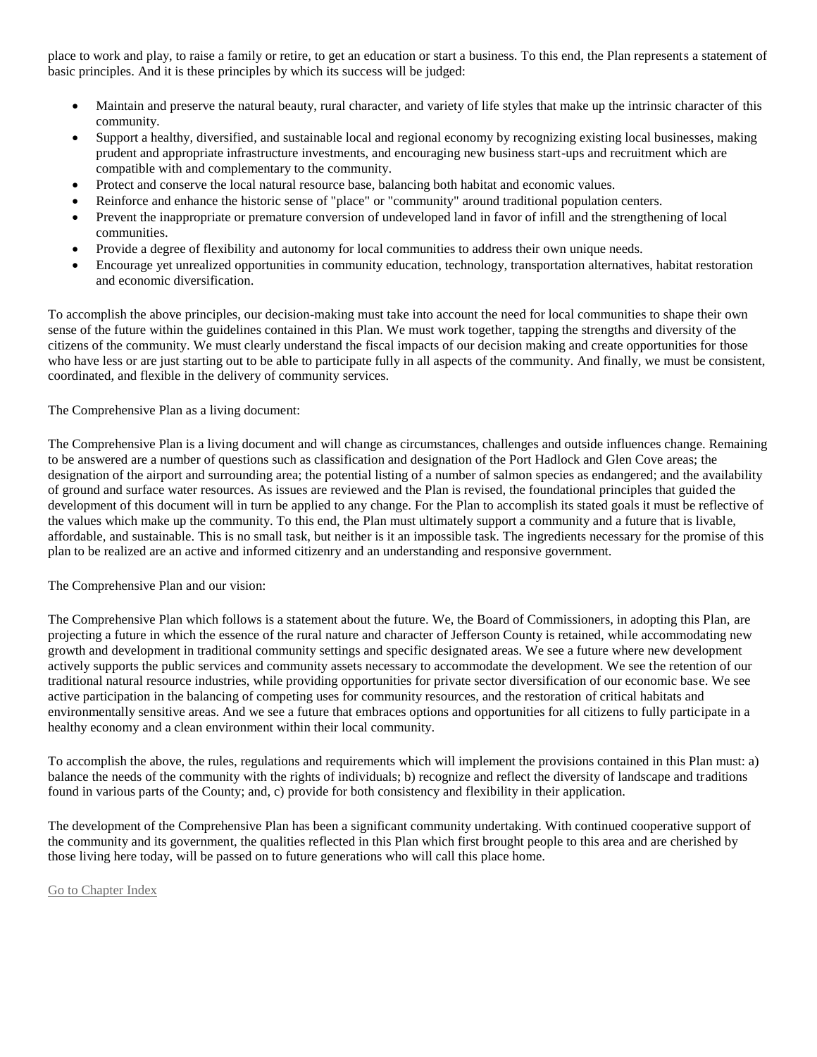place to work and play, to raise a family or retire, to get an education or start a business. To this end, the Plan represents a statement of basic principles. And it is these principles by which its success will be judged:

- Maintain and preserve the natural beauty, rural character, and variety of life styles that make up the intrinsic character of this community.
- Support a healthy, diversified, and sustainable local and regional economy by recognizing existing local businesses, making prudent and appropriate infrastructure investments, and encouraging new business start-ups and recruitment which are compatible with and complementary to the community.
- Protect and conserve the local natural resource base, balancing both habitat and economic values.
- Reinforce and enhance the historic sense of "place" or "community" around traditional population centers.
- Prevent the inappropriate or premature conversion of undeveloped land in favor of infill and the strengthening of local communities.
- Provide a degree of flexibility and autonomy for local communities to address their own unique needs.
- Encourage yet unrealized opportunities in community education, technology, transportation alternatives, habitat restoration and economic diversification.

To accomplish the above principles, our decision-making must take into account the need for local communities to shape their own sense of the future within the guidelines contained in this Plan. We must work together, tapping the strengths and diversity of the citizens of the community. We must clearly understand the fiscal impacts of our decision making and create opportunities for those who have less or are just starting out to be able to participate fully in all aspects of the community. And finally, we must be consistent, coordinated, and flexible in the delivery of community services.

The Comprehensive Plan as a living document:

The Comprehensive Plan is a living document and will change as circumstances, challenges and outside influences change. Remaining to be answered are a number of questions such as classification and designation of the Port Hadlock and Glen Cove areas; the designation of the airport and surrounding area; the potential listing of a number of salmon species as endangered; and the availability of ground and surface water resources. As issues are reviewed and the Plan is revised, the foundational principles that guided the development of this document will in turn be applied to any change. For the Plan to accomplish its stated goals it must be reflective of the values which make up the community. To this end, the Plan must ultimately support a community and a future that is livable, affordable, and sustainable. This is no small task, but neither is it an impossible task. The ingredients necessary for the promise of this plan to be realized are an active and informed citizenry and an understanding and responsive government.

The Comprehensive Plan and our vision:

The Comprehensive Plan which follows is a statement about the future. We, the Board of Commissioners, in adopting this Plan, are projecting a future in which the essence of the rural nature and character of Jefferson County is retained, while accommodating new growth and development in traditional community settings and specific designated areas. We see a future where new development actively supports the public services and community assets necessary to accommodate the development. We see the retention of our traditional natural resource industries, while providing opportunities for private sector diversification of our economic base. We see active participation in the balancing of competing uses for community resources, and the restoration of critical habitats and environmentally sensitive areas. And we see a future that embraces options and opportunities for all citizens to fully participate in a healthy economy and a clean environment within their local community.

To accomplish the above, the rules, regulations and requirements which will implement the provisions contained in this Plan must: a) balance the needs of the community with the rights of individuals; b) recognize and reflect the diversity of landscape and traditions found in various parts of the County; and, c) provide for both consistency and flexibility in their application.

The development of the Comprehensive Plan has been a significant community undertaking. With continued cooperative support of the community and its government, the qualities reflected in this Plan which first brought people to this area and are cherished by those living here today, will be passed on to future generations who will call this place home.

Go to Chapter Index